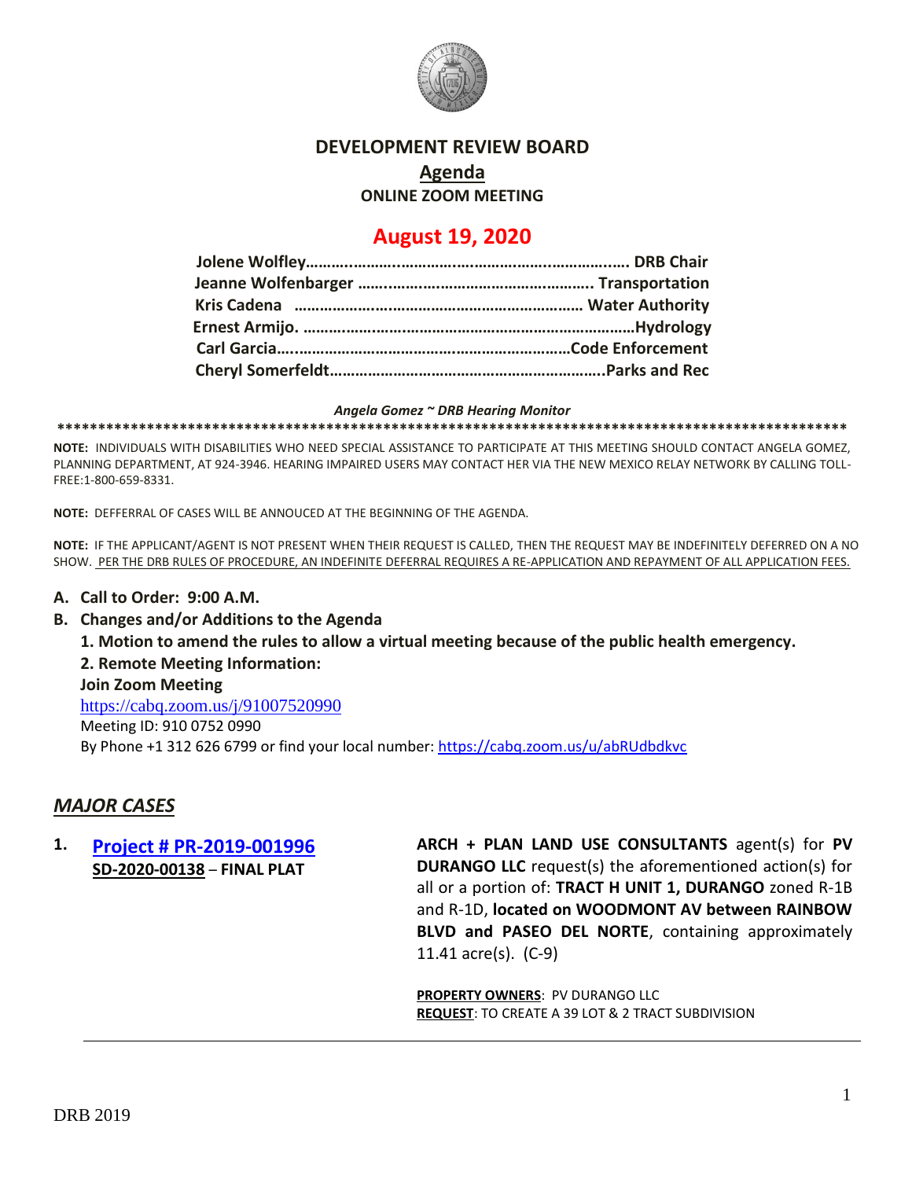# DEVELOPMENT REVIEW BOARD

## Agenda

**ONLINE ZOOM MEETING**

## August 19, 2020

**Jolene Wolfley……………………………………………………………… DRB Chair**
**Jeanne Wolfenbarger ……………………………………………. Transportation**
**Kris Cadena ………………………………………………………… Water Authority**
**Ernest Armijo. ……………………………………………………………Hydrology**
**Carl Garcia…………………………………………………………Code Enforcement**
**Cheryl Somerfeldt……………………………………………………..Parks and Rec**

***Angela Gomez ~ DRB Hearing Monitor***

****************************************************************************************************

**NOTE:** INDIVIDUALS WITH DISABILITIES WHO NEED SPECIAL ASSISTANCE TO PARTICIPATE AT THIS MEETING SHOULD CONTACT ANGELA GOMEZ, PLANNING DEPARTMENT, AT 924-3946. HEARING IMPAIRED USERS MAY CONTACT HER VIA THE NEW MEXICO RELAY NETWORK BY CALLING TOLL-FREE:1-800-659-8331.

**NOTE:** DEFFERRAL OF CASES WILL BE ANNOUCED AT THE BEGINNING OF THE AGENDA.

**NOTE:** IF THE APPLICANT/AGENT IS NOT PRESENT WHEN THEIR REQUEST IS CALLED, THEN THE REQUEST MAY BE INDEFINITELY DEFERRED ON A NO SHOW. PER THE DRB RULES OF PROCEDURE, AN INDEFINITE DEFERRAL REQUIRES A RE-APPLICATION AND REPAYMENT OF ALL APPLICATION FEES.

**A. Call to Order: 9:00 A.M.**

**B. Changes and/or Additions to the Agenda**

**1. Motion to amend the rules to allow a virtual meeting because of the public health emergency.**

**2. Remote Meeting Information:**

**Join Zoom Meeting**

https://cabq.zoom.us/j/91007520990

Meeting ID: 910 0752 0990

By Phone +1 312 626 6799 or find your local number: https://cabq.zoom.us/u/abRUdbdkvc

## *MAJOR CASES*

**1. Project # PR-2019-001996**
**SD-2020-00138 – FINAL PLAT**

**ARCH + PLAN LAND USE CONSULTANTS** agent(s) for **PV DURANGO LLC** request(s) the aforementioned action(s) for all or a portion of: **TRACT H UNIT 1, DURANGO** zoned R-1B and R-1D, **located on WOODMONT AV between RAINBOW BLVD and PASEO DEL NORTE**, containing approximately 11.41 acre(s). (C-9)

**PROPERTY OWNERS**: PV DURANGO LLC
**REQUEST**: TO CREATE A 39 LOT & 2 TRACT SUBDIVISION

---

DRB 2019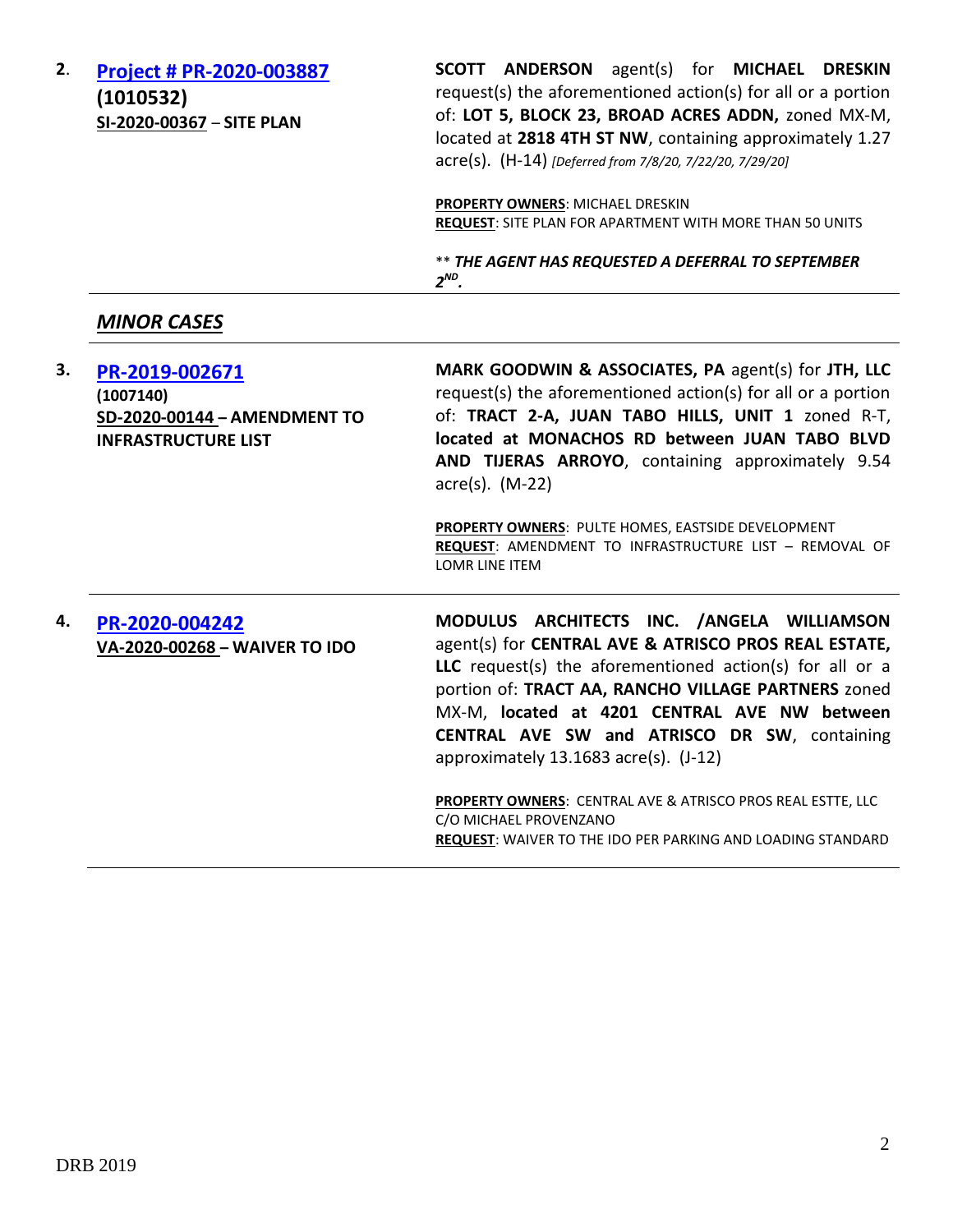**2.** **[Project # PR-2020-003887](#)**
**(1010532)**
**SI-2020-00367** – **SITE PLAN**

**SCOTT ANDERSON** agent(s) for **MICHAEL DRESKIN** request(s) the aforementioned action(s) for all or a portion of: **LOT 5, BLOCK 23, BROAD ACRES ADDN,** zoned MX-M, located at **2818 4TH ST NW**, containing approximately 1.27 acre(s). (H-14) *[Deferred from 7/8/20, 7/22/20, 7/29/20]*

**PROPERTY OWNERS**: MICHAEL DRESKIN
**REQUEST**: SITE PLAN FOR APARTMENT WITH MORE THAN 50 UNITS

** ***THE AGENT HAS REQUESTED A DEFERRAL TO SEPTEMBER 2ND.***

---

## *MINOR CASES*

---

**3.** **[PR-2019-002671](#)**
**(1007140)**
**SD-2020-00144 – AMENDMENT TO INFRASTRUCTURE LIST**

**MARK GOODWIN & ASSOCIATES, PA** agent(s) for **JTH, LLC** request(s) the aforementioned action(s) for all or a portion of: **TRACT 2-A, JUAN TABO HILLS, UNIT 1** zoned R-T, **located at MONACHOS RD between JUAN TABO BLVD AND TIJERAS ARROYO**, containing approximately 9.54 acre(s). (M-22)

**PROPERTY OWNERS**: PULTE HOMES, EASTSIDE DEVELOPMENT
**REQUEST**: AMENDMENT TO INFRASTRUCTURE LIST – REMOVAL OF LOMR LINE ITEM

---

**4.** **[PR-2020-004242](#)**
**VA-2020-00268 – WAIVER TO IDO**

**MODULUS ARCHITECTS INC. /ANGELA WILLIAMSON** agent(s) for **CENTRAL AVE & ATRISCO PROS REAL ESTATE, LLC** request(s) the aforementioned action(s) for all or a portion of: **TRACT AA, RANCHO VILLAGE PARTNERS** zoned MX-M, **located at 4201 CENTRAL AVE NW between CENTRAL AVE SW and ATRISCO DR SW**, containing approximately 13.1683 acre(s). (J-12)

**PROPERTY OWNERS**: CENTRAL AVE & ATRISCO PROS REAL ESTTE, LLC C/O MICHAEL PROVENZANO
**REQUEST**: WAIVER TO THE IDO PER PARKING AND LOADING STANDARD

---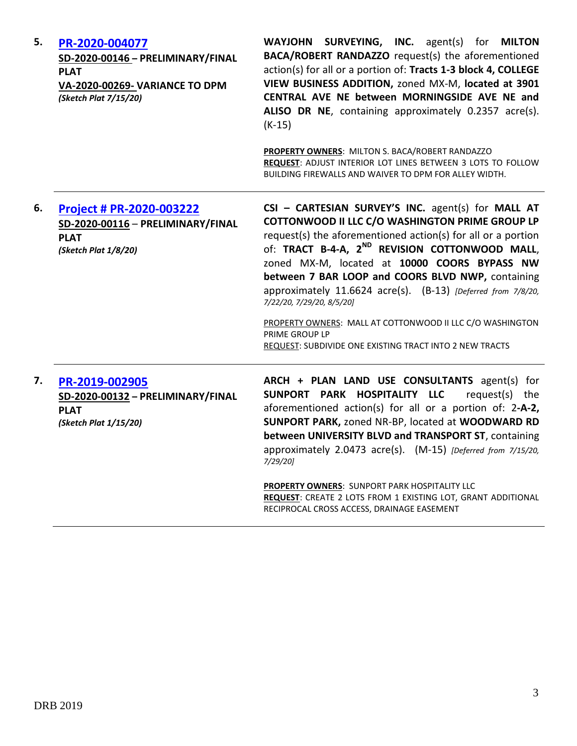5. **[PR-2020-004077](#)**
**SD-2020-00146 – PRELIMINARY/FINAL PLAT**
**VA-2020-00269- VARIANCE TO DPM**
***(Sketch Plat 7/15/20)***

**WAYJOHN SURVEYING, INC.** agent(s) for **MILTON BACA/ROBERT RANDAZZO** request(s) the aforementioned action(s) for all or a portion of: **Tracts 1-3 block 4, COLLEGE VIEW BUSINESS ADDITION,** zoned MX-M, **located at 3901 CENTRAL AVE NE between MORNINGSIDE AVE NE and ALISO DR NE**, containing approximately 0.2357 acre(s). (K-15)

**PROPERTY OWNERS**: MILTON S. BACA/ROBERT RANDAZZO
**REQUEST**: ADJUST INTERIOR LOT LINES BETWEEN 3 LOTS TO FOLLOW BUILDING FIREWALLS AND WAIVER TO DPM FOR ALLEY WIDTH.

---

6. **[Project # PR-2020-003222](#)**
**SD-2020-00116 – PRELIMINARY/FINAL PLAT**
***(Sketch Plat 1/8/20)***

**CSI – CARTESIAN SURVEY'S INC.** agent(s) for **MALL AT COTTONWOOD II LLC C/O WASHINGTON PRIME GROUP LP** request(s) the aforementioned action(s) for all or a portion of: **TRACT B-4-A, 2ND REVISION COTTONWOOD MALL**, zoned MX-M, located at **10000 COORS BYPASS NW between 7 BAR LOOP and COORS BLVD NWP,** containing approximately 11.6624 acre(s). (B-13) *[Deferred from 7/8/20, 7/22/20, 7/29/20, 8/5/20]*

PROPERTY OWNERS: MALL AT COTTONWOOD II LLC C/O WASHINGTON PRIME GROUP LP
REQUEST: SUBDIVIDE ONE EXISTING TRACT INTO 2 NEW TRACTS

---

7. **[PR-2019-002905](#)**
**SD-2020-00132 – PRELIMINARY/FINAL PLAT**
***(Sketch Plat 1/15/20)***

**ARCH + PLAN LAND USE CONSULTANTS** agent(s) for **SUNPORT PARK HOSPITALITY LLC** request(s) the aforementioned action(s) for all or a portion of: 2**-A-2, SUNPORT PARK,** zoned NR-BP, located at **WOODWARD RD between UNIVERSITY BLVD and TRANSPORT ST**, containing approximately 2.0473 acre(s). (M-15) *[Deferred from 7/15/20, 7/29/20]*

**PROPERTY OWNERS**: SUNPORT PARK HOSPITALITY LLC
**REQUEST**: CREATE 2 LOTS FROM 1 EXISTING LOT, GRANT ADDITIONAL RECIPROCAL CROSS ACCESS, DRAINAGE EASEMENT

---

DRB 2019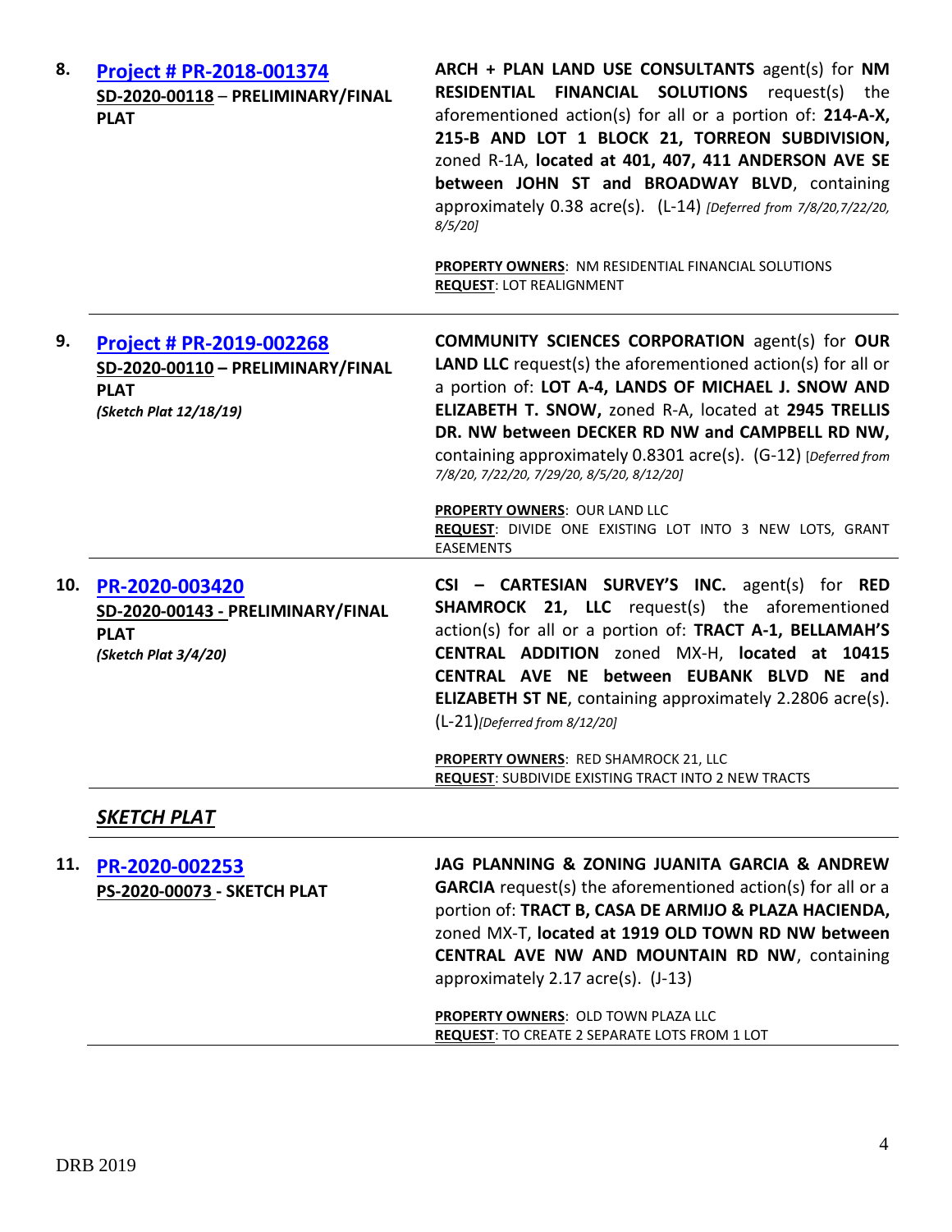8. **[Project # PR-2018-001374](#)**
**SD-2020-00118** – **PRELIMINARY/FINAL PLAT**

**ARCH + PLAN LAND USE CONSULTANTS** agent(s) for **NM RESIDENTIAL FINANCIAL SOLUTIONS** request(s) the aforementioned action(s) for all or a portion of: **214-A-X, 215-B AND LOT 1 BLOCK 21, TORREON SUBDIVISION,** zoned R-1A, **located at 401, 407, 411 ANDERSON AVE SE between JOHN ST and BROADWAY BLVD**, containing approximately 0.38 acre(s). (L-14) *[Deferred from 7/8/20,7/22/20, 8/5/20]*

**PROPERTY OWNERS**: NM RESIDENTIAL FINANCIAL SOLUTIONS
**REQUEST**: LOT REALIGNMENT

---

9. **[Project # PR-2019-002268](#)**
**SD-2020-00110** – **PRELIMINARY/FINAL PLAT**
***(Sketch Plat 12/18/19)***

**COMMUNITY SCIENCES CORPORATION** agent(s) for **OUR LAND LLC** request(s) the aforementioned action(s) for all or a portion of: **LOT A-4, LANDS OF MICHAEL J. SNOW AND ELIZABETH T. SNOW,** zoned R-A, located at **2945 TRELLIS DR. NW between DECKER RD NW and CAMPBELL RD NW,** containing approximately 0.8301 acre(s). (G-12) *[Deferred from 7/8/20, 7/22/20, 7/29/20, 8/5/20, 8/12/20]*

**PROPERTY OWNERS**: OUR LAND LLC
**REQUEST**: DIVIDE ONE EXISTING LOT INTO 3 NEW LOTS, GRANT EASEMENTS

---

10. **[PR-2020-003420](#)**
**SD-2020-00143 - PRELIMINARY/FINAL PLAT**
***(Sketch Plat 3/4/20)***

**CSI – CARTESIAN SURVEY'S INC.** agent(s) for **RED SHAMROCK 21, LLC** request(s) the aforementioned action(s) for all or a portion of: **TRACT A-1, BELLAMAH'S CENTRAL ADDITION** zoned MX-H, **located at 10415 CENTRAL AVE NE between EUBANK BLVD NE and ELIZABETH ST NE**, containing approximately 2.2806 acre(s). (L-21)*[Deferred from 8/12/20]*

**PROPERTY OWNERS**: RED SHAMROCK 21, LLC
**REQUEST**: SUBDIVIDE EXISTING TRACT INTO 2 NEW TRACTS

---

## ***SKETCH PLAT***

---

11. **[PR-2020-002253](#)**
**PS-2020-00073 - SKETCH PLAT**

**JAG PLANNING & ZONING JUANITA GARCIA & ANDREW GARCIA** request(s) the aforementioned action(s) for all or a portion of: **TRACT B, CASA DE ARMIJO & PLAZA HACIENDA,** zoned MX-T, **located at 1919 OLD TOWN RD NW between CENTRAL AVE NW AND MOUNTAIN RD NW**, containing approximately 2.17 acre(s). (J-13)

**PROPERTY OWNERS**: OLD TOWN PLAZA LLC
**REQUEST**: TO CREATE 2 SEPARATE LOTS FROM 1 LOT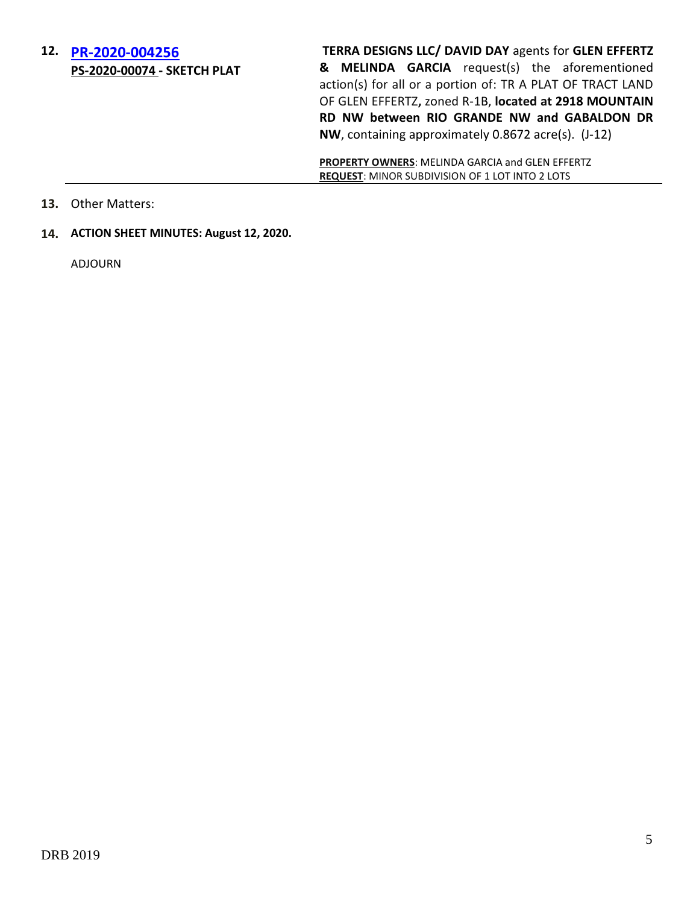| | |
|---|---|
| **12.** [**PR-2020-004256**](PR-2020-004256) <br> **PS-2020-00074 - SKETCH PLAT** | **TERRA DESIGNS LLC/ DAVID DAY** agents for **GLEN EFFERTZ & MELINDA GARCIA** request(s) the aforementioned action(s) for all or a portion of: TR A PLAT OF TRACT LAND OF GLEN EFFERTZ**,** zoned R-1B, **located at 2918 MOUNTAIN RD NW between RIO GRANDE NW and GABALDON DR NW**, containing approximately 0.8672 acre(s). (J-12) <br><br> **PROPERTY OWNERS**: MELINDA GARCIA and GLEN EFFERTZ <br> **REQUEST**: MINOR SUBDIVISION OF 1 LOT INTO 2 LOTS |

**13.** Other Matters:

**14. ACTION SHEET MINUTES: August 12, 2020.**

ADJOURN

DRB 2019